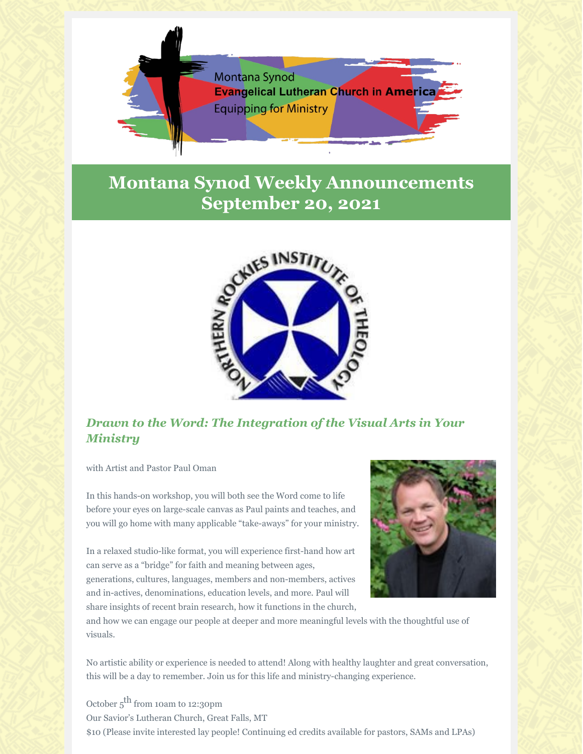Montana Synod
Evangelical Lutheran Church in America
Equipping for Ministry

# Montana Synod Weekly Announcements September 20, 2021

NORTHERN ROCKIES INSTITUTE OF THEOLOGY

### *Drawn to the Word: The Integration of the Visual Arts in Your Ministry*

with Artist and Pastor Paul Oman

In this hands-on workshop, you will both see the Word come to life before your eyes on large-scale canvas as Paul paints and teaches, and you will go home with many applicable "take-aways" for your ministry.

In a relaxed studio-like format, you will experience first-hand how art can serve as a "bridge" for faith and meaning between ages, generations, cultures, languages, members and non-members, actives and in-actives, denominations, education levels, and more. Paul will share insights of recent brain research, how it functions in the church, and how we can engage our people at deeper and more meaningful levels with the thoughtful use of visuals.

No artistic ability or experience is needed to attend! Along with healthy laughter and great conversation, this will be a day to remember. Join us for this life and ministry-changing experience.

October 5th from 10am to 12:30pm
Our Savior's Lutheran Church, Great Falls, MT
$10 (Please invite interested lay people! Continuing ed credits available for pastors, SAMs and LPAs)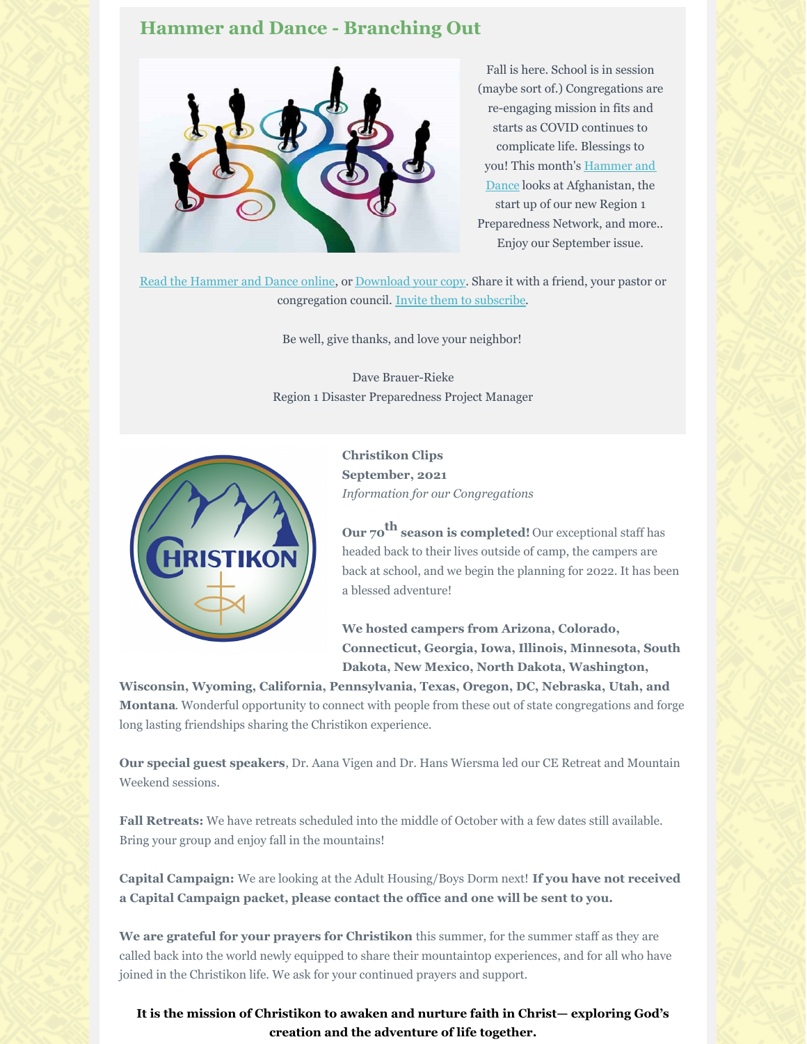## Hammer and Dance - Branching Out

Fall is here. School is in session (maybe sort of.) Congregations are re-engaging mission in fits and starts as COVID continues to complicate life. Blessings to you! This month's Hammer and Dance looks at Afghanistan, the start up of our new Region 1 Preparedness Network, and more.. Enjoy our September issue.

Read the Hammer and Dance online, or Download your copy. Share it with a friend, your pastor or congregation council. Invite them to subscribe.

Be well, give thanks, and love your neighbor!

Dave Brauer-Rieke
Region 1 Disaster Preparedness Project Manager

**Christikon Clips**
**September, 2021**
*Information for our Congregations*

**Our 70th season is completed!** Our exceptional staff has headed back to their lives outside of camp, the campers are back at school, and we begin the planning for 2022. It has been a blessed adventure!

**We hosted campers from Arizona, Colorado, Connecticut, Georgia, Iowa, Illinois, Minnesota, South Dakota, New Mexico, North Dakota, Washington, Wisconsin, Wyoming, California, Pennsylvania, Texas, Oregon, DC, Nebraska, Utah, and Montana**. Wonderful opportunity to connect with people from these out of state congregations and forge long lasting friendships sharing the Christikon experience.

**Our special guest speakers**, Dr. Aana Vigen and Dr. Hans Wiersma led our CE Retreat and Mountain Weekend sessions.

**Fall Retreats:** We have retreats scheduled into the middle of October with a few dates still available. Bring your group and enjoy fall in the mountains!

**Capital Campaign:** We are looking at the Adult Housing/Boys Dorm next! **If you have not received a Capital Campaign packet, please contact the office and one will be sent to you.**

**We are grateful for your prayers for Christikon** this summer, for the summer staff as they are called back into the world newly equipped to share their mountaintop experiences, and for all who have joined in the Christikon life. We ask for your continued prayers and support.

**It is the mission of Christikon to awaken and nurture faith in Christ— exploring God's creation and the adventure of life together.**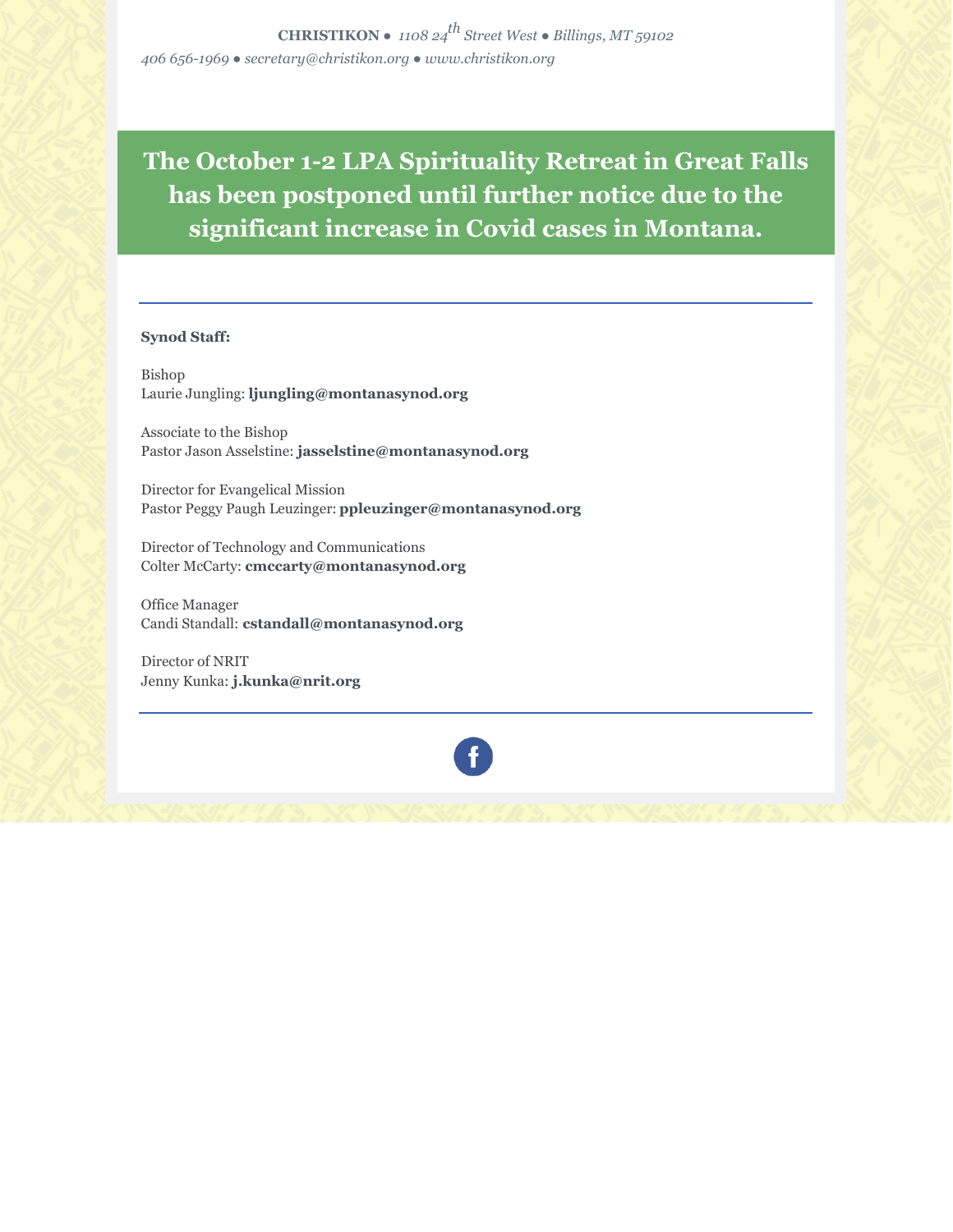**CHRISTIKON** ● *1108 24th Street West ● Billings, MT 59102*
*406 656-1969 ● secretary@christikon.org ● www.christikon.org*

## The October 1-2 LPA Spirituality Retreat in Great Falls has been postponed until further notice due to the significant increase in Covid cases in Montana.

---

**Synod Staff:**

Bishop
Laurie Jungling: **ljungling@montanasynod.org**

Associate to the Bishop
Pastor Jason Asselstine: **jasselstine@montanasynod.org**

Director for Evangelical Mission
Pastor Peggy Paugh Leuzinger: **ppleuzinger@montanasynod.org**

Director of Technology and Communications
Colter McCarty: **cmccarty@montanasynod.org**

Office Manager
Candi Standall: **cstandall@montanasynod.org**

Director of NRIT
Jenny Kunka: **j.kunka@nrit.org**

---